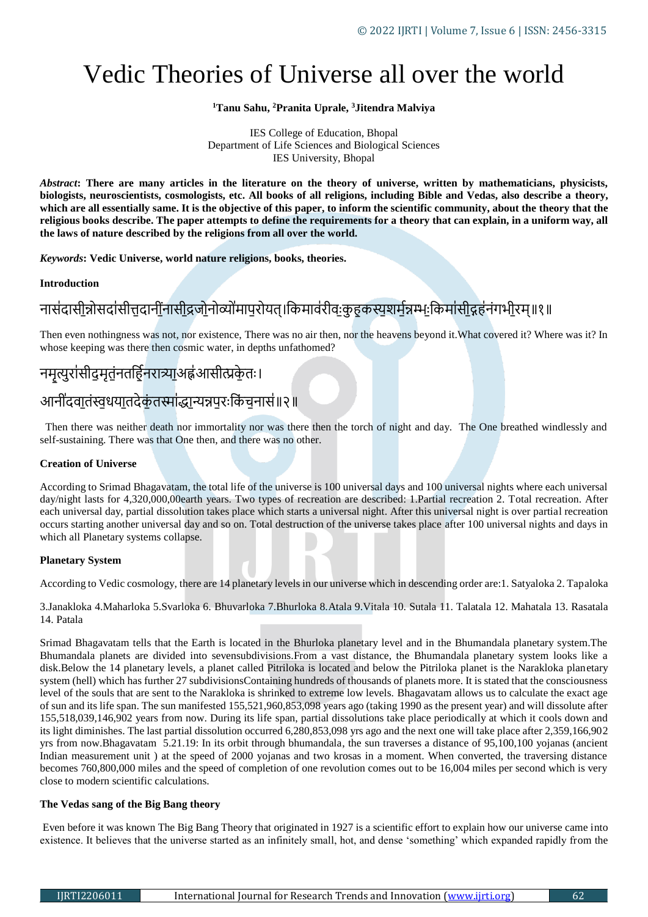# Vedic Theories of Universe all over the world

**[1]Tanu Sahu, [2]Pranita Uprale, [3]Jitendra Malviya**

IES College of Education, Bhopal
Department of Life Sciences and Biological Sciences
IES University, Bhopal

***Abstract*: There are many articles in the literature on the theory of universe, written by mathematicians, physicists, biologists, neuroscientists, cosmologists, etc. All books of all religions, including Bible and Vedas, also describe a theory, which are all essentially same. It is the objective of this paper, to inform the scientific community, about the theory that the religious books describe. The paper attempts to define the requirements for a theory that can explain, in a uniform way, all the laws of nature described by the religions from all over the world.**

***Keywords*: Vedic Universe, world nature religions, books, theories.**

**Introduction**

नासदासीन्नोसदासीत्तदानीं नासीद्रजोनोव्योमापुरोयत्।किमावरीवःकुहकस्यशर्मन्नम्भःकिमासीद्गहनंगभीरम्॥१॥

Then even nothingness was not, nor existence, There was no air then, nor the heavens beyond it.What covered it? Where was it? In whose keeping was there then cosmic water, in depths unfathomed?

नमृत्युरासीदमृतंनतर्हिनरात्र्याअह्नआसीत्प्रकेतः।

आनीदवातंस्वधयातदेकंतस्माद्धान्यन्नपरःकिंचनास॥२॥

Then there was neither death nor immortality nor was there then the torch of night and day. The One breathed windlessly and self-sustaining. There was that One then, and there was no other.

**Creation of Universe**

According to Srimad Bhagavatam, the total life of the universe is 100 universal days and 100 universal nights where each universal day/night lasts for 4,320,000,00earth years. Two types of recreation are described: 1.Partial recreation 2. Total recreation. After each universal day, partial dissolution takes place which starts a universal night. After this universal night is over partial recreation occurs starting another universal day and so on. Total destruction of the universe takes place after 100 universal nights and days in which all Planetary systems collapse.

**Planetary System**

According to Vedic cosmology, there are 14 planetary levels in our universe which in descending order are:1. Satyaloka 2. Tapaloka

3.Janakloka 4.Maharloka 5.Svarloka 6. Bhuvarloka 7.Bhurloka 8.Atala 9.Vitala 10. Sutala 11. Talatala 12. Mahatala 13. Rasatala 14. Patala

Srimad Bhagavatam tells that the Earth is located in the Bhurloka planetary level and in the Bhumandala planetary system.The Bhumandala planets are divided into sevensubdivisions.From a vast distance, the Bhumandala planetary system looks like a disk.Below the 14 planetary levels, a planet called Pitriloka is located and below the Pitriloka planet is the Narakloka planetary system (hell) which has further 27 subdivisionsContaining hundreds of thousands of planets more. It is stated that the consciousness level of the souls that are sent to the Narakloka is shrinked to extreme low levels. Bhagavatam allows us to calculate the exact age of sun and its life span. The sun manifested 155,521,960,853,098 years ago (taking 1990 as the present year) and will dissolute after 155,518,039,146,902 years from now. During its life span, partial dissolutions take place periodically at which it cools down and its light diminishes. The last partial dissolution occurred 6,280,853,098 yrs ago and the next one will take place after 2,359,166,902 yrs from now.Bhagavatam 5.21.19: In its orbit through bhumandala, the sun traverses a distance of 95,100,100 yojanas (ancient Indian measurement unit ) at the speed of 2000 yojanas and two krosas in a moment. When converted, the traversing distance becomes 760,800,000 miles and the speed of completion of one revolution comes out to be 16,004 miles per second which is very close to modern scientific calculations.

**The Vedas sang of the Big Bang theory**

Even before it was known The Big Bang Theory that originated in 1927 is a scientific effort to explain how our universe came into existence. It believes that the universe started as an infinitely small, hot, and dense 'something' which expanded rapidly from the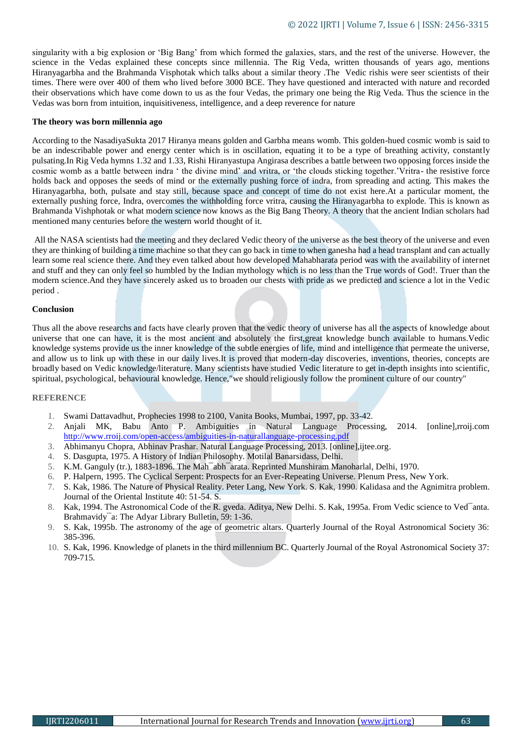singularity with a big explosion or 'Big Bang' from which formed the galaxies, stars, and the rest of the universe. However, the science in the Vedas explained these concepts since millennia. The Rig Veda, written thousands of years ago, mentions Hiranyagarbha and the Brahmanda Visphotak which talks about a similar theory .The Vedic rishis were seer scientists of their times. There were over 400 of them who lived before 3000 BCE. They have questioned and interacted with nature and recorded their observations which have come down to us as the four Vedas, the primary one being the Rig Veda. Thus the science in the Vedas was born from intuition, inquisitiveness, intelligence, and a deep reverence for nature

**The theory was born millennia ago**

According to the NasadiyaSukta 2017 Hiranya means golden and Garbha means womb. This golden-hued cosmic womb is said to be an indescribable power and energy center which is in oscillation, equating it to be a type of breathing activity, constantly pulsating.In Rig Veda hymns 1.32 and 1.33, Rishi Hiranyastupa Angirasa describes a battle between two opposing forces inside the cosmic womb as a battle between indra ' the divine mind' and vritra, or 'the clouds sticking together.'Vritra- the resistive force holds back and opposes the seeds of mind or the externally pushing force of indra, from spreading and acting. This makes the Hiranyagarbha, both, pulsate and stay still, because space and concept of time do not exist here.At a particular moment, the externally pushing force, Indra, overcomes the withholding force vritra, causing the Hiranyagarbha to explode. This is known as Brahmanda Vishphotak or what modern science now knows as the Big Bang Theory. A theory that the ancient Indian scholars had mentioned many centuries before the western world thought of it.

All the NASA scientists had the meeting and they declared Vedic theory of the universe as the best theory of the universe and even they are thinking of building a time machine so that they can go back in time to when ganesha had a head transplant and can actually learn some real science there. And they even talked about how developed Mahabharata period was with the availability of internet and stuff and they can only feel so humbled by the Indian mythology which is no less than the True words of God!. Truer than the modern science.And they have sincerely asked us to broaden our chests with pride as we predicted and science a lot in the Vedic period .

**Conclusion**

Thus all the above researchs and facts have clearly proven that the vedic theory of universe has all the aspects of knowledge about universe that one can have, it is the most ancient and absolutely the first,great knowledge bunch available to humans.Vedic knowledge systems provide us the inner knowledge of the subtle energies of life, mind and intelligence that permeate the universe, and allow us to link up with these in our daily lives.It is proved that modern-day discoveries, inventions, theories, concepts are broadly based on Vedic knowledge/literature. Many scientists have studied Vedic literature to get in-depth insights into scientific, spiritual, psychological, behavioural knowledge. Hence,"we should religiously follow the prominent culture of our country"

**REFERENCE**

1. Swami Dattavadhut, Prophecies 1998 to 2100, Vanita Books, Mumbai, 1997, pp. 33-42.
2. Anjali MK, Babu Anto P. Ambiguities in Natural Language Processing, 2014. [online],rroij.com http://www.rroij.com/open-access/ambiguities-in-naturallanguage-processing.pdf
3. Abhimanyu Chopra, Abhinav Prashar. Natural Language Processing, 2013. [online],ijtee.org.
4. S. Dasgupta, 1975. A History of Indian Philosophy. Motilal Banarsidass, Delhi.
5. K.M. Ganguly (tr.), 1883-1896. The Mah¯abh¯arata. Reprinted Munshiram Manoharlal, Delhi, 1970.
6. P. Halpern, 1995. The Cyclical Serpent: Prospects for an Ever-Repeating Universe. Plenum Press, New York.
7. S. Kak, 1986. The Nature of Physical Reality. Peter Lang, New York. S. Kak, 1990. Kalidasa and the Agnimitra problem. Journal of the Oriental Institute 40: 51-54. S.
8. Kak, 1994. The Astronomical Code of the R. gveda. Aditya, New Delhi. S. Kak, 1995a. From Vedic science to Ved¯anta. Brahmavidy¯a: The Adyar Library Bulletin, 59: 1-36.
9. S. Kak, 1995b. The astronomy of the age of geometric altars. Quarterly Journal of the Royal Astronomical Society 36: 385-396.
10. S. Kak, 1996. Knowledge of planets in the third millennium BC. Quarterly Journal of the Royal Astronomical Society 37: 709-715.